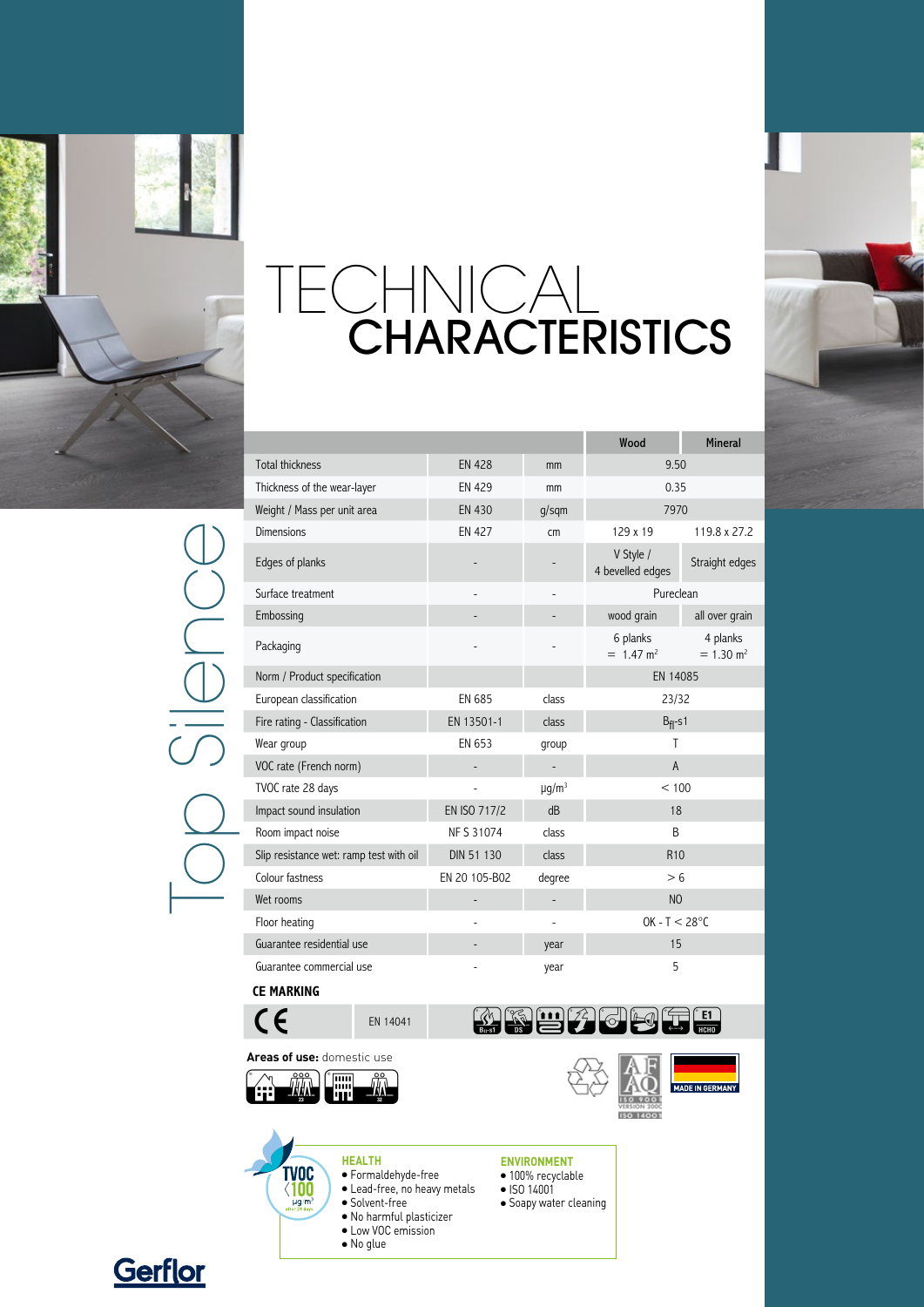# TECHNICAL CHARACTERISTICS

Top Silence

| | | | Wood | Mineral |
|---|---|---|---|---|
| Total thickness | EN 428 | mm | 9.50 | |
| Thickness of the wear-layer | EN 429 | mm | 0.35 | |
| Weight / Mass per unit area | EN 430 | g/sqm | 7970 | |
| Dimensions | EN 427 | cm | 129 x 19 | 119.8 x 27.2 |
| Edges of planks | - | - | V Style / 4 bevelled edges | Straight edges |
| Surface treatment | - | - | Pureclean | |
| Embossing | - | - | wood grain | all over grain |
| Packaging | - | - | 6 planks = 1.47 m² | 4 planks = 1.30 m² |
| Norm / Product specification | | | EN 14085 | |
| European classification | EN 685 | class | 23/32 | |
| Fire rating - Classification | EN 13501-1 | class | $B_{fl}$-s1 | |
| Wear group | EN 653 | group | T | |
| VOC rate (French norm) | - | - | A | |
| TVOC rate 28 days | - | µg/m³ | < 100 | |
| Impact sound insulation | EN ISO 717/2 | dB | 18 | |
| Room impact noise | NF S 31074 | class | B | |
| Slip resistance wet: ramp test with oil | DIN 51 130 | class | R10 | |
| Colour fastness | EN 20 105-B02 | degree | > 6 | |
| Wet rooms | - | - | NO | |
| Floor heating | - | - | OK - T < 28°C | |
| Guarantee residential use | - | year | 15 | |
| Guarantee commercial use | - | year | 5 | |

**CE MARKING**

CE | EN 14041 | $B_{fl}$-s1 | DS | E1 HCHO

**Areas of use:** domestic use

23 | 32

MADE IN GERMANY

AFAQ ISO 9001 VERSION 2000 ISO 14001

TVOC <100 µg/m³ after 28 days

**HEALTH**
- Formaldehyde-free
- Lead-free, no heavy metals
- Solvent-free
- No harmful plasticizer
- Low VOC emission
- No glue

**ENVIRONMENT**
- 100% recyclable
- ISO 14001
- Soapy water cleaning

Gerflor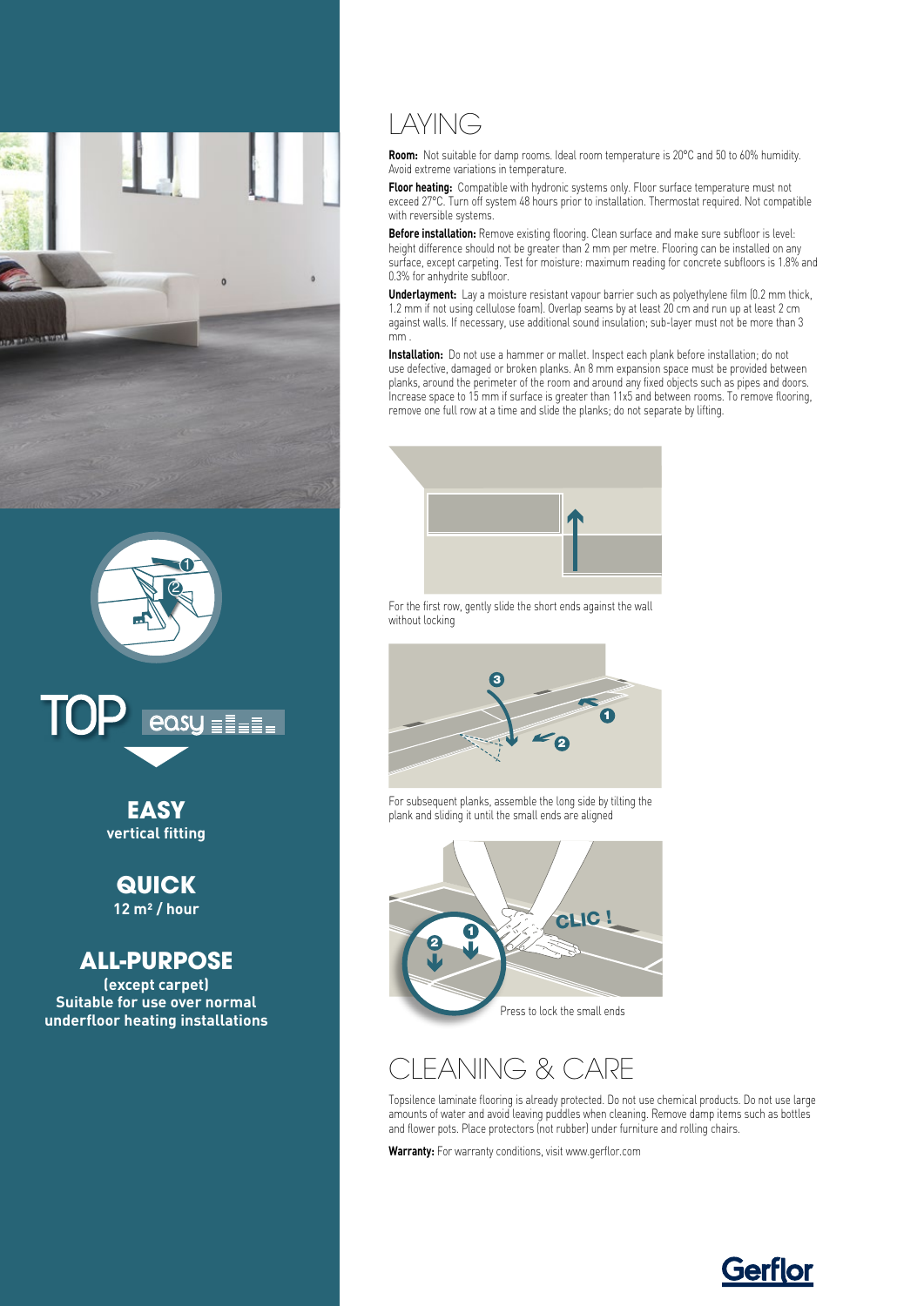TOP easy

**EASY**
vertical fitting

**QUICK**
12 m² / hour

**ALL-PURPOSE**
(except carpet)
Suitable for use over normal underfloor heating installations

# LAYING

**Room:** Not suitable for damp rooms. Ideal room temperature is 20°C and 50 to 60% humidity. Avoid extreme variations in temperature.

**Floor heating:** Compatible with hydronic systems only. Floor surface temperature must not exceed 27°C. Turn off system 48 hours prior to installation. Thermostat required. Not compatible with reversible systems.

**Before installation:** Remove existing flooring. Clean surface and make sure subfloor is level: height difference should not be greater than 2 mm per metre. Flooring can be installed on any surface, except carpeting. Test for moisture: maximum reading for concrete subfloors is 1.8% and 0.3% for anhydrite subfloor.

**Underlayment:** Lay a moisture resistant vapour barrier such as polyethylene film (0.2 mm thick, 1.2 mm if not using cellulose foam). Overlap seams by at least 20 cm and run up at least 2 cm against walls. If necessary, use additional sound insulation; sub-layer must not be more than 3 mm .

**Installation:** Do not use a hammer or mallet. Inspect each plank before installation; do not use defective, damaged or broken planks. An 8 mm expansion space must be provided between planks, around the perimeter of the room and around any fixed objects such as pipes and doors. Increase space to 15 mm if surface is greater than 11x5 and between rooms. To remove flooring, remove one full row at a time and slide the planks; do not separate by lifting.

For the first row, gently slide the short ends against the wall without locking

For subsequent planks, assemble the long side by tilting the plank and sliding it until the small ends are aligned

CLIC !

Press to lock the small ends

# CLEANING & CARE

Topsilence laminate flooring is already protected. Do not use chemical products. Do not use large amounts of water and avoid leaving puddles when cleaning. Remove damp items such as bottles and flower pots. Place protectors (not rubber) under furniture and rolling chairs.

**Warranty:** For warranty conditions, visit www.gerflor.com

Gerflor